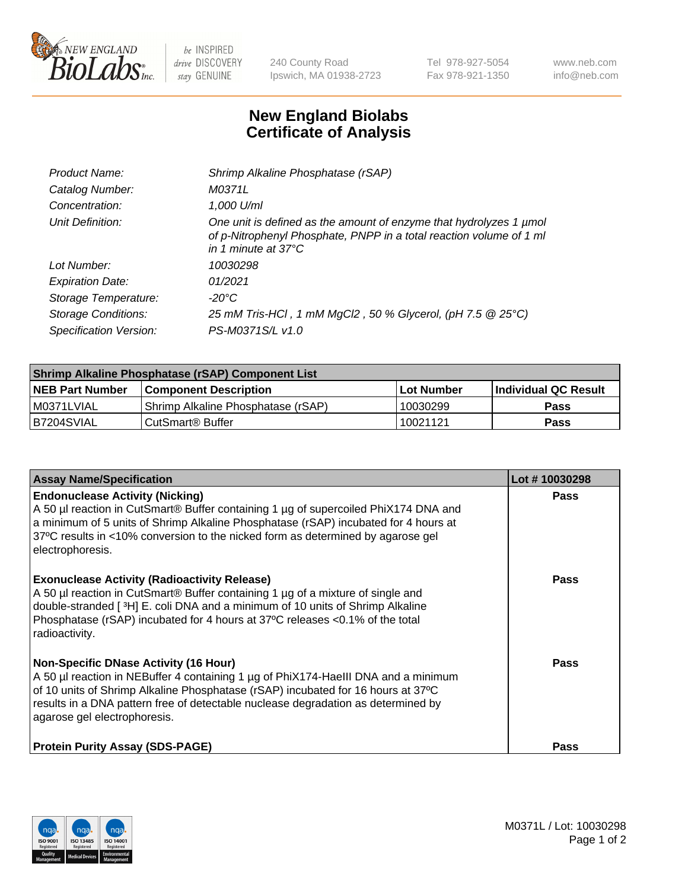New England Biolabs Inc. — be INSPIRED drive DISCOVERY stay GENUINE

240 County Road
Ipswich, MA 01938-2723

Tel 978-927-5054
Fax 978-921-1350

www.neb.com
info@neb.com

# New England Biolabs
# Certificate of Analysis

| | |
|---|---|
| *Product Name:* | *Shrimp Alkaline Phosphatase (rSAP)* |
| *Catalog Number:* | *M0371L* |
| *Concentration:* | *1,000 U/ml* |
| *Unit Definition:* | *One unit is defined as the amount of enzyme that hydrolyzes 1 µmol of p-Nitrophenyl Phosphate, PNPP in a total reaction volume of 1 ml in 1 minute at 37°C* |
| *Lot Number:* | *10030298* |
| *Expiration Date:* | *01/2021* |
| *Storage Temperature:* | *-20°C* |
| *Storage Conditions:* | *25 mM Tris-HCl , 1 mM MgCl2 , 50 % Glycerol, (pH 7.5 @ 25°C)* |
| *Specification Version:* | *PS-M0371S/L v1.0* |

| Shrimp Alkaline Phosphatase (rSAP) Component List | | | |
|---|---|---|---|
| **NEB Part Number** | **Component Description** | **Lot Number** | **Individual QC Result** |
| M0371LVIAL | Shrimp Alkaline Phosphatase (rSAP) | 10030299 | **Pass** |
| B7204SVIAL | CutSmart® Buffer | 10021121 | **Pass** |

| Assay Name/Specification | Lot # 10030298 |
|---|---|
| **Endonuclease Activity (Nicking)**<br>A 50 µl reaction in CutSmart® Buffer containing 1 µg of supercoiled PhiX174 DNA and a minimum of 5 units of Shrimp Alkaline Phosphatase (rSAP) incubated for 4 hours at 37ºC results in <10% conversion to the nicked form as determined by agarose gel electrophoresis. | **Pass** |
| **Exonuclease Activity (Radioactivity Release)**<br>A 50 µl reaction in CutSmart® Buffer containing 1 µg of a mixture of single and double-stranded [ $^3$H] E. coli DNA and a minimum of 10 units of Shrimp Alkaline Phosphatase (rSAP) incubated for 4 hours at 37ºC releases <0.1% of the total radioactivity. | **Pass** |
| **Non-Specific DNase Activity (16 Hour)**<br>A 50 µl reaction in NEBuffer 4 containing 1 µg of PhiX174-HaeIII DNA and a minimum of 10 units of Shrimp Alkaline Phosphatase (rSAP) incubated for 16 hours at 37ºC results in a DNA pattern free of detectable nuclease degradation as determined by agarose gel electrophoresis. | **Pass** |
| **Protein Purity Assay (SDS-PAGE)** | **Pass** |

M0371L / Lot: 10030298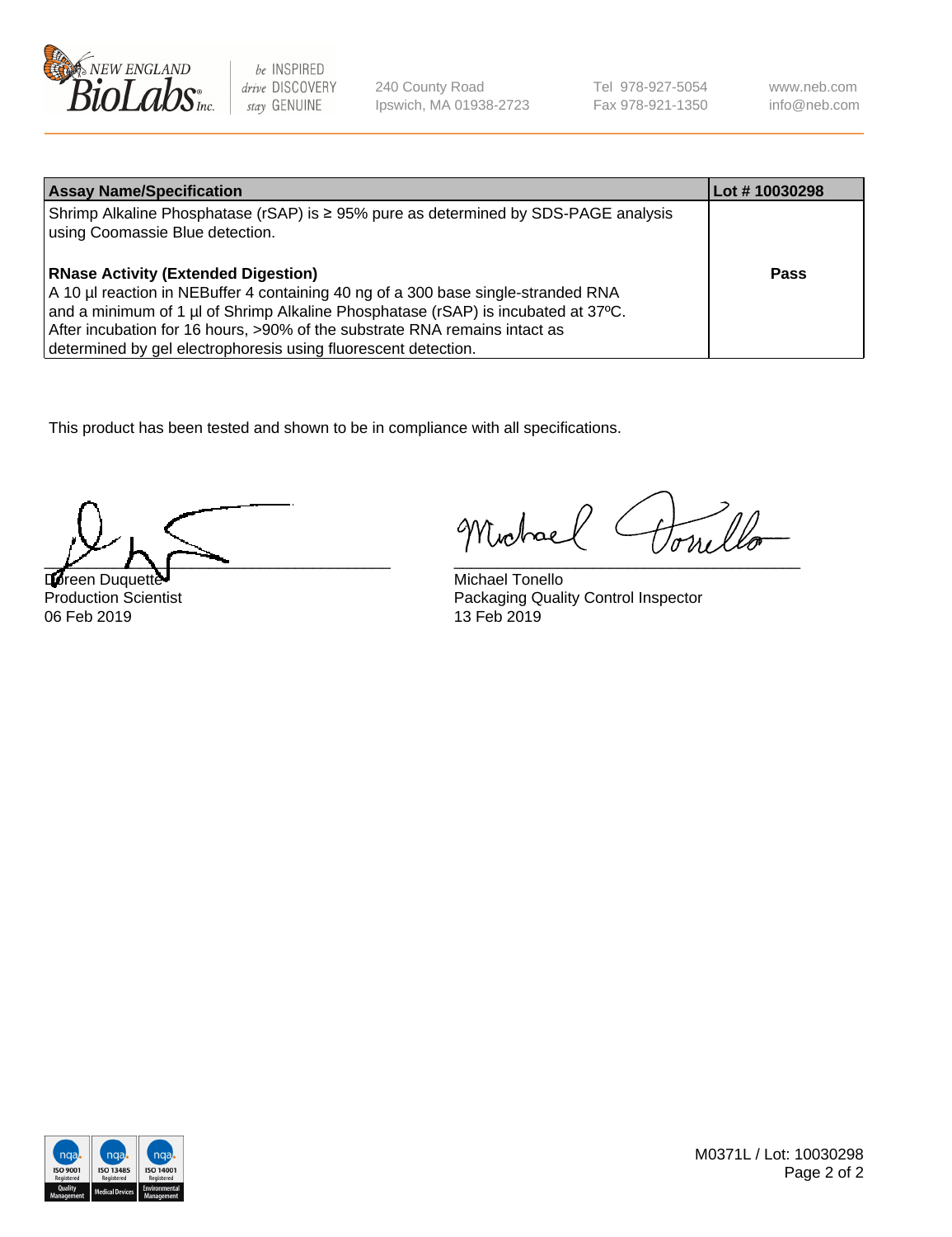NEW ENGLAND BioLabs Inc. — be INSPIRED drive DISCOVERY stay GENUINE

240 County Road
Ipswich, MA 01938-2723

Tel 978-927-5054
Fax 978-921-1350

www.neb.com
info@neb.com

| Assay Name/Specification | Lot # 10030298 |
|---|---|
| Shrimp Alkaline Phosphatase (rSAP) is ≥ 95% pure as determined by SDS-PAGE analysis using Coomassie Blue detection. | |
| **RNase Activity (Extended Digestion)** A 10 µl reaction in NEBuffer 4 containing 40 ng of a 300 base single-stranded RNA and a minimum of 1 µl of Shrimp Alkaline Phosphatase (rSAP) is incubated at 37ºC. After incubation for 16 hours, >90% of the substrate RNA remains intact as determined by gel electrophoresis using fluorescent detection. | **Pass** |

This product has been tested and shown to be in compliance with all specifications.

Doreen Duquette
Production Scientist
06 Feb 2019

Michael Tonello
Packaging Quality Control Inspector
13 Feb 2019

M0371L / Lot: 10030298